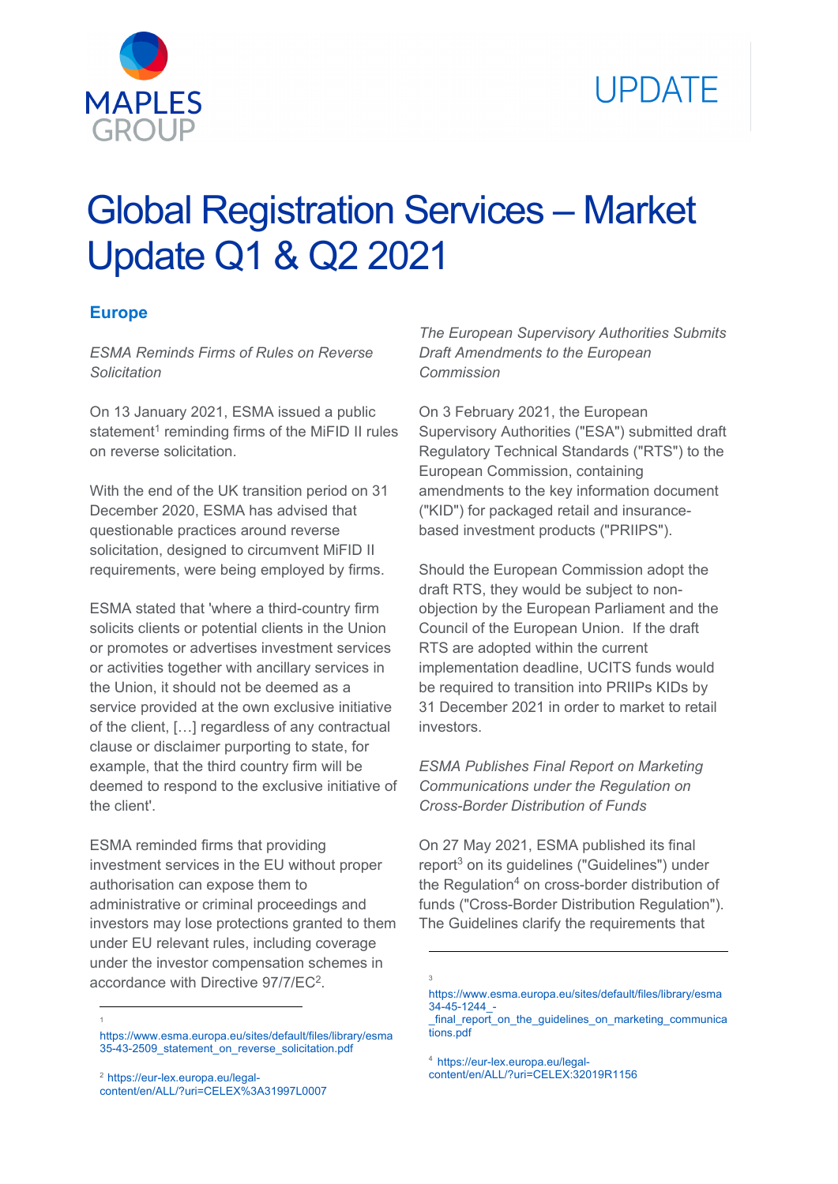UPDATE

# Global Registration Services – Market Update Q1 & Q2 2021

## Europe

### *ESMA Reminds Firms of Rules on Reverse Solicitation*

On 13 January 2021, ESMA issued a public statement[1] reminding firms of the MiFID II rules on reverse solicitation.

With the end of the UK transition period on 31 December 2020, ESMA has advised that questionable practices around reverse solicitation, designed to circumvent MiFID II requirements, were being employed by firms.

ESMA stated that 'where a third-country firm solicits clients or potential clients in the Union or promotes or advertises investment services or activities together with ancillary services in the Union, it should not be deemed as a service provided at the own exclusive initiative of the client, […] regardless of any contractual clause or disclaimer purporting to state, for example, that the third country firm will be deemed to respond to the exclusive initiative of the client'.

ESMA reminded firms that providing investment services in the EU without proper authorisation can expose them to administrative or criminal proceedings and investors may lose protections granted to them under EU relevant rules, including coverage under the investor compensation schemes in accordance with Directive 97/7/EC[2].

### *The European Supervisory Authorities Submits Draft Amendments to the European Commission*

On 3 February 2021, the European Supervisory Authorities ("ESA") submitted draft Regulatory Technical Standards ("RTS") to the European Commission, containing amendments to the key information document ("KID") for packaged retail and insurance-based investment products ("PRIIPS").

Should the European Commission adopt the draft RTS, they would be subject to non-objection by the European Parliament and the Council of the European Union. If the draft RTS are adopted within the current implementation deadline, UCITS funds would be required to transition into PRIIPs KIDs by 31 December 2021 in order to market to retail investors.

### *ESMA Publishes Final Report on Marketing Communications under the Regulation on Cross-Border Distribution of Funds*

On 27 May 2021, ESMA published its final report[3] on its guidelines ("Guidelines") under the Regulation[4] on cross-border distribution of funds ("Cross-Border Distribution Regulation"). The Guidelines clarify the requirements that

---

[1] https://www.esma.europa.eu/sites/default/files/library/esma35-43-2509_statement_on_reverse_solicitation.pdf

[2] https://eur-lex.europa.eu/legal-content/en/ALL/?uri=CELEX%3A31997L0007

[3] https://www.esma.europa.eu/sites/default/files/library/esma34-45-1244_-_final_report_on_the_guidelines_on_marketing_communications.pdf

[4] https://eur-lex.europa.eu/legal-content/en/ALL/?uri=CELEX:32019R1156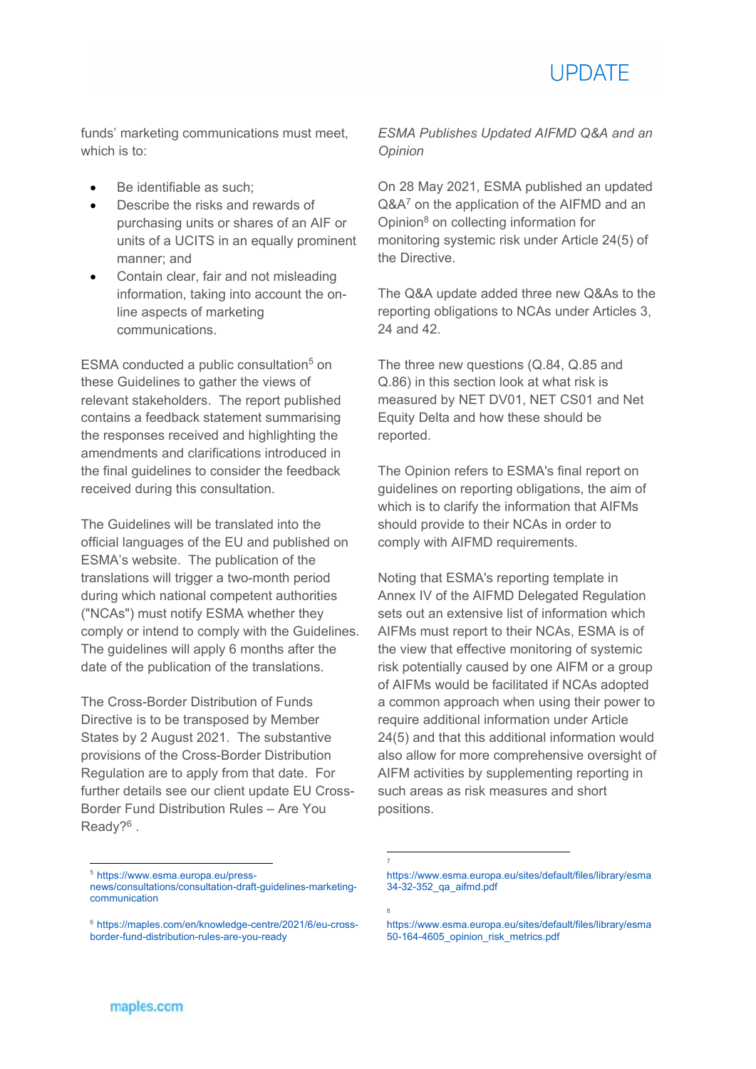funds' marketing communications must meet, which is to:

- Be identifiable as such;
- Describe the risks and rewards of purchasing units or shares of an AIF or units of a UCITS in an equally prominent manner; and
- Contain clear, fair and not misleading information, taking into account the on-line aspects of marketing communications.

ESMA conducted a public consultation[5] on these Guidelines to gather the views of relevant stakeholders. The report published contains a feedback statement summarising the responses received and highlighting the amendments and clarifications introduced in the final guidelines to consider the feedback received during this consultation.

The Guidelines will be translated into the official languages of the EU and published on ESMA's website. The publication of the translations will trigger a two-month period during which national competent authorities ("NCAs") must notify ESMA whether they comply or intend to comply with the Guidelines. The guidelines will apply 6 months after the date of the publication of the translations.

The Cross-Border Distribution of Funds Directive is to be transposed by Member States by 2 August 2021. The substantive provisions of the Cross-Border Distribution Regulation are to apply from that date. For further details see our client update EU Cross-Border Fund Distribution Rules – Are You Ready?[6] .

*ESMA Publishes Updated AIFMD Q&A and an Opinion*

On 28 May 2021, ESMA published an updated Q&A[7] on the application of the AIFMD and an Opinion[8] on collecting information for monitoring systemic risk under Article 24(5) of the Directive.

The Q&A update added three new Q&As to the reporting obligations to NCAs under Articles 3, 24 and 42.

The three new questions (Q.84, Q.85 and Q.86) in this section look at what risk is measured by NET DV01, NET CS01 and Net Equity Delta and how these should be reported.

The Opinion refers to ESMA's final report on guidelines on reporting obligations, the aim of which is to clarify the information that AIFMs should provide to their NCAs in order to comply with AIFMD requirements.

Noting that ESMA's reporting template in Annex IV of the AIFMD Delegated Regulation sets out an extensive list of information which AIFMs must report to their NCAs, ESMA is of the view that effective monitoring of systemic risk potentially caused by one AIFM or a group of AIFMs would be facilitated if NCAs adopted a common approach when using their power to require additional information under Article 24(5) and that this additional information would also allow for more comprehensive oversight of AIFM activities by supplementing reporting in such areas as risk measures and short positions.

---

[5] https://www.esma.europa.eu/press-news/consultations/consultation-draft-guidelines-marketing-communication

[6] https://maples.com/en/knowledge-centre/2021/6/eu-cross-border-fund-distribution-rules-are-you-ready

[7] https://www.esma.europa.eu/sites/default/files/library/esma34-32-352_qa_aifmd.pdf

[8] https://www.esma.europa.eu/sites/default/files/library/esma50-164-4605_opinion_risk_metrics.pdf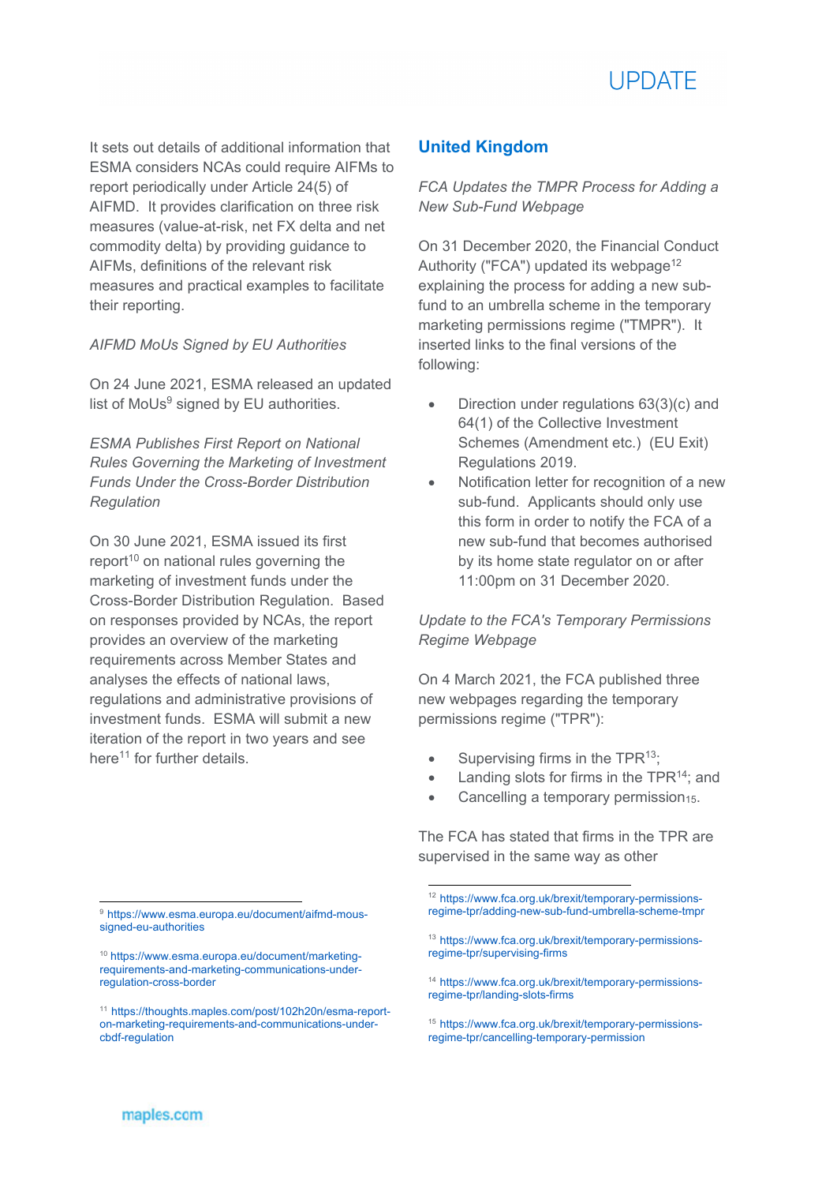It sets out details of additional information that ESMA considers NCAs could require AIFMs to report periodically under Article 24(5) of AIFMD. It provides clarification on three risk measures (value-at-risk, net FX delta and net commodity delta) by providing guidance to AIFMs, definitions of the relevant risk measures and practical examples to facilitate their reporting.

*AIFMD MoUs Signed by EU Authorities*

On 24 June 2021, ESMA released an updated list of MoUs[9] signed by EU authorities.

*ESMA Publishes First Report on National Rules Governing the Marketing of Investment Funds Under the Cross-Border Distribution Regulation*

On 30 June 2021, ESMA issued its first report[10] on national rules governing the marketing of investment funds under the Cross-Border Distribution Regulation. Based on responses provided by NCAs, the report provides an overview of the marketing requirements across Member States and analyses the effects of national laws, regulations and administrative provisions of investment funds. ESMA will submit a new iteration of the report in two years and see here[11] for further details.

## United Kingdom

*FCA Updates the TMPR Process for Adding a New Sub-Fund Webpage*

On 31 December 2020, the Financial Conduct Authority ("FCA") updated its webpage[12] explaining the process for adding a new sub-fund to an umbrella scheme in the temporary marketing permissions regime ("TMPR"). It inserted links to the final versions of the following:

- Direction under regulations 63(3)(c) and 64(1) of the Collective Investment Schemes (Amendment etc.) (EU Exit) Regulations 2019.
- Notification letter for recognition of a new sub-fund. Applicants should only use this form in order to notify the FCA of a new sub-fund that becomes authorised by its home state regulator on or after 11:00pm on 31 December 2020.

*Update to the FCA's Temporary Permissions Regime Webpage*

On 4 March 2021, the FCA published three new webpages regarding the temporary permissions regime ("TPR"):

- Supervising firms in the TPR[13];
- Landing slots for firms in the TPR[14]; and
- Cancelling a temporary permission[15].

The FCA has stated that firms in the TPR are supervised in the same way as other

---

[9] https://www.esma.europa.eu/document/aifmd-mous-signed-eu-authorities

[10] https://www.esma.europa.eu/document/marketing-requirements-and-marketing-communications-under-regulation-cross-border

[11] https://thoughts.maples.com/post/102h20n/esma-report-on-marketing-requirements-and-communications-under-cbdf-regulation

[12] https://www.fca.org.uk/brexit/temporary-permissions-regime-tpr/adding-new-sub-fund-umbrella-scheme-tmpr

[13] https://www.fca.org.uk/brexit/temporary-permissions-regime-tpr/supervising-firms

[14] https://www.fca.org.uk/brexit/temporary-permissions-regime-tpr/landing-slots-firms

[15] https://www.fca.org.uk/brexit/temporary-permissions-regime-tpr/cancelling-temporary-permission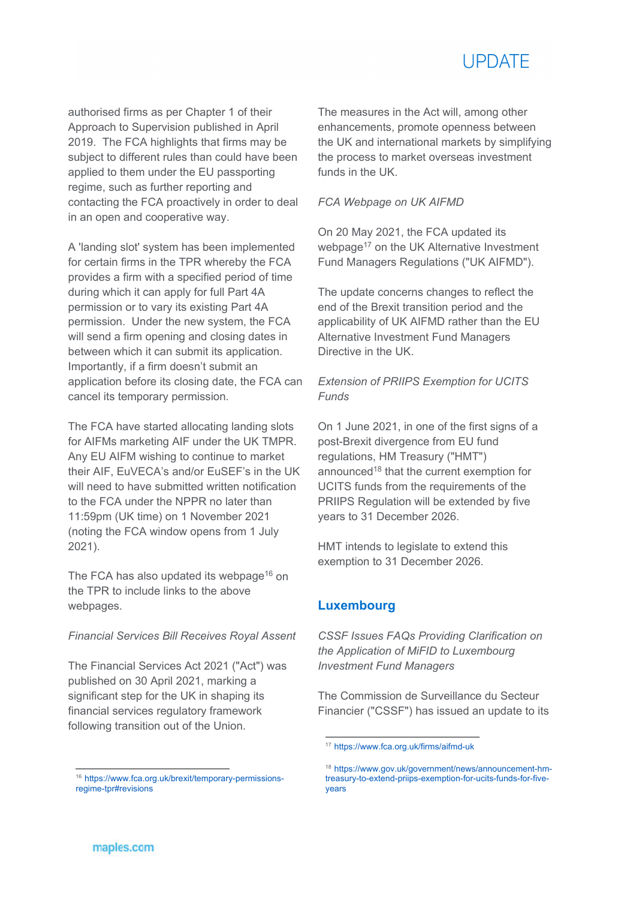authorised firms as per Chapter 1 of their Approach to Supervision published in April 2019. The FCA highlights that firms may be subject to different rules than could have been applied to them under the EU passporting regime, such as further reporting and contacting the FCA proactively in order to deal in an open and cooperative way.

A 'landing slot' system has been implemented for certain firms in the TPR whereby the FCA provides a firm with a specified period of time during which it can apply for full Part 4A permission or to vary its existing Part 4A permission. Under the new system, the FCA will send a firm opening and closing dates in between which it can submit its application. Importantly, if a firm doesn't submit an application before its closing date, the FCA can cancel its temporary permission.

The FCA have started allocating landing slots for AIFMs marketing AIF under the UK TMPR. Any EU AIFM wishing to continue to market their AIF, EuVECA's and/or EuSEF's in the UK will need to have submitted written notification to the FCA under the NPPR no later than 11:59pm (UK time) on 1 November 2021 (noting the FCA window opens from 1 July 2021).

The FCA has also updated its webpage[16] on the TPR to include links to the above webpages.

*Financial Services Bill Receives Royal Assent*

The Financial Services Act 2021 ("Act") was published on 30 April 2021, marking a significant step for the UK in shaping its financial services regulatory framework following transition out of the Union.

The measures in the Act will, among other enhancements, promote openness between the UK and international markets by simplifying the process to market overseas investment funds in the UK.

*FCA Webpage on UK AIFMD*

On 20 May 2021, the FCA updated its webpage[17] on the UK Alternative Investment Fund Managers Regulations ("UK AIFMD").

The update concerns changes to reflect the end of the Brexit transition period and the applicability of UK AIFMD rather than the EU Alternative Investment Fund Managers Directive in the UK.

*Extension of PRIIPS Exemption for UCITS Funds*

On 1 June 2021, in one of the first signs of a post-Brexit divergence from EU fund regulations, HM Treasury ("HMT") announced[18] that the current exemption for UCITS funds from the requirements of the PRIIPS Regulation will be extended by five years to 31 December 2026.

HMT intends to legislate to extend this exemption to 31 December 2026.

## Luxembourg

*CSSF Issues FAQs Providing Clarification on the Application of MiFID to Luxembourg Investment Fund Managers*

The Commission de Surveillance du Secteur Financier ("CSSF") has issued an update to its

---

[16] https://www.fca.org.uk/brexit/temporary-permissions-regime-tpr#revisions

[17] https://www.fca.org.uk/firms/aifmd-uk

[18] https://www.gov.uk/government/news/announcement-hm-treasury-to-extend-priips-exemption-for-ucits-funds-for-five-years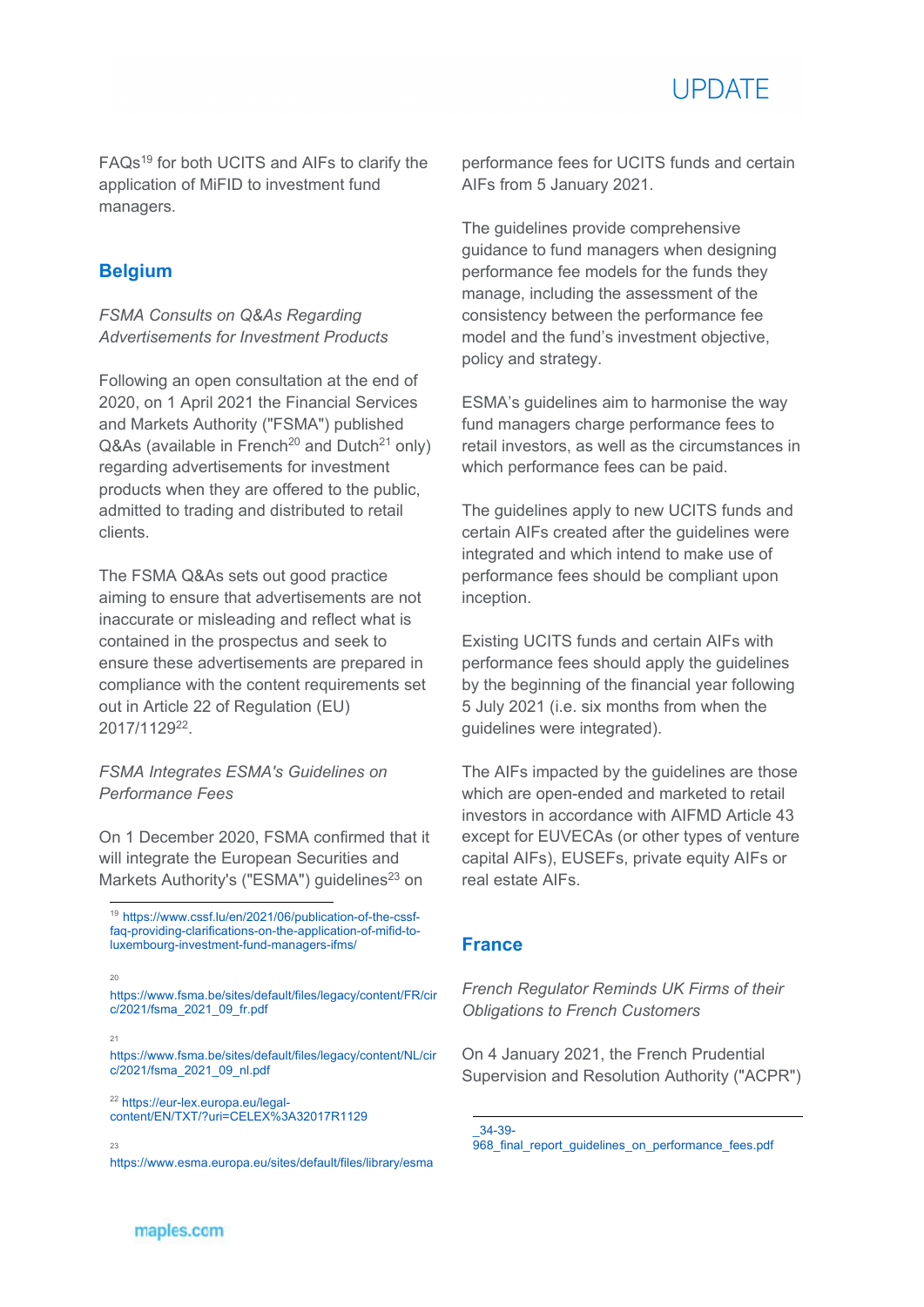FAQs[19] for both UCITS and AIFs to clarify the application of MiFID to investment fund managers.

## Belgium

*FSMA Consults on Q&As Regarding Advertisements for Investment Products*

Following an open consultation at the end of 2020, on 1 April 2021 the Financial Services and Markets Authority ("FSMA") published Q&As (available in French[20] and Dutch[21] only) regarding advertisements for investment products when they are offered to the public, admitted to trading and distributed to retail clients.

The FSMA Q&As sets out good practice aiming to ensure that advertisements are not inaccurate or misleading and reflect what is contained in the prospectus and seek to ensure these advertisements are prepared in compliance with the content requirements set out in Article 22 of Regulation (EU) 2017/1129[22].

*FSMA Integrates ESMA's Guidelines on Performance Fees*

On 1 December 2020, FSMA confirmed that it will integrate the European Securities and Markets Authority's ("ESMA") guidelines[23] on performance fees for UCITS funds and certain AIFs from 5 January 2021.

The guidelines provide comprehensive guidance to fund managers when designing performance fee models for the funds they manage, including the assessment of the consistency between the performance fee model and the fund's investment objective, policy and strategy.

ESMA's guidelines aim to harmonise the way fund managers charge performance fees to retail investors, as well as the circumstances in which performance fees can be paid.

The guidelines apply to new UCITS funds and certain AIFs created after the guidelines were integrated and which intend to make use of performance fees should be compliant upon inception.

Existing UCITS funds and certain AIFs with performance fees should apply the guidelines by the beginning of the financial year following 5 July 2021 (i.e. six months from when the guidelines were integrated).

The AIFs impacted by the guidelines are those which are open-ended and marketed to retail investors in accordance with AIFMD Article 43 except for EUVECAs (or other types of venture capital AIFs), EUSEFs, private equity AIFs or real estate AIFs.

## France

*French Regulator Reminds UK Firms of their Obligations to French Customers*

On 4 January 2021, the French Prudential Supervision and Resolution Authority ("ACPR")

---

[19] https://www.cssf.lu/en/2021/06/publication-of-the-cssf-faq-providing-clarifications-on-the-application-of-mifid-to-luxembourg-investment-fund-managers-ifms/

[20] https://www.fsma.be/sites/default/files/legacy/content/FR/circ/2021/fsma_2021_09_fr.pdf

[21] https://www.fsma.be/sites/default/files/legacy/content/NL/circ/2021/fsma_2021_09_nl.pdf

[22] https://eur-lex.europa.eu/legal-content/EN/TXT/?uri=CELEX%3A32017R1129

[23] https://www.esma.europa.eu/sites/default/files/library/esma_34-39-968_final_report_guidelines_on_performance_fees.pdf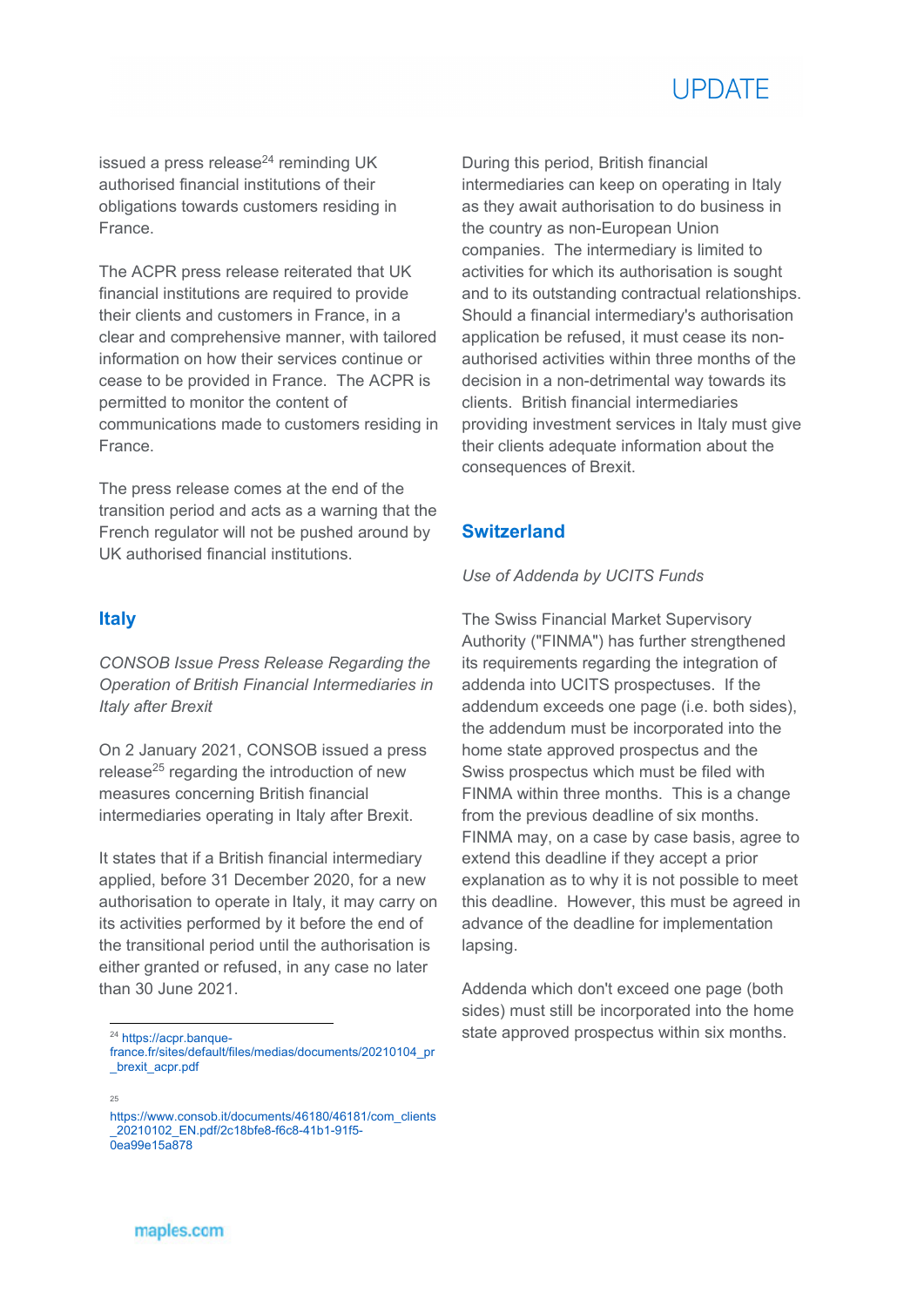issued a press release[24] reminding UK authorised financial institutions of their obligations towards customers residing in France.

The ACPR press release reiterated that UK financial institutions are required to provide their clients and customers in France, in a clear and comprehensive manner, with tailored information on how their services continue or cease to be provided in France. The ACPR is permitted to monitor the content of communications made to customers residing in France.

The press release comes at the end of the transition period and acts as a warning that the French regulator will not be pushed around by UK authorised financial institutions.

## Italy

*CONSOB Issue Press Release Regarding the Operation of British Financial Intermediaries in Italy after Brexit*

On 2 January 2021, CONSOB issued a press release[25] regarding the introduction of new measures concerning British financial intermediaries operating in Italy after Brexit.

It states that if a British financial intermediary applied, before 31 December 2020, for a new authorisation to operate in Italy, it may carry on its activities performed by it before the end of the transitional period until the authorisation is either granted or refused, in any case no later than 30 June 2021.

During this period, British financial intermediaries can keep on operating in Italy as they await authorisation to do business in the country as non-European Union companies. The intermediary is limited to activities for which its authorisation is sought and to its outstanding contractual relationships. Should a financial intermediary's authorisation application be refused, it must cease its non-authorised activities within three months of the decision in a non-detrimental way towards its clients. British financial intermediaries providing investment services in Italy must give their clients adequate information about the consequences of Brexit.

## Switzerland

*Use of Addenda by UCITS Funds*

The Swiss Financial Market Supervisory Authority ("FINMA") has further strengthened its requirements regarding the integration of addenda into UCITS prospectuses. If the addendum exceeds one page (i.e. both sides), the addendum must be incorporated into the home state approved prospectus and the Swiss prospectus which must be filed with FINMA within three months. This is a change from the previous deadline of six months. FINMA may, on a case by case basis, agree to extend this deadline if they accept a prior explanation as to why it is not possible to meet this deadline. However, this must be agreed in advance of the deadline for implementation lapsing.

Addenda which don't exceed one page (both sides) must still be incorporated into the home state approved prospectus within six months.

---

[24] https://acpr.banque-france.fr/sites/default/files/medias/documents/20210104_pr_brexit_acpr.pdf

[25] https://www.consob.it/documents/46180/46181/com_clients_20210102_EN.pdf/2c18bfe8-f6c8-41b1-91f5-0ea99e15a878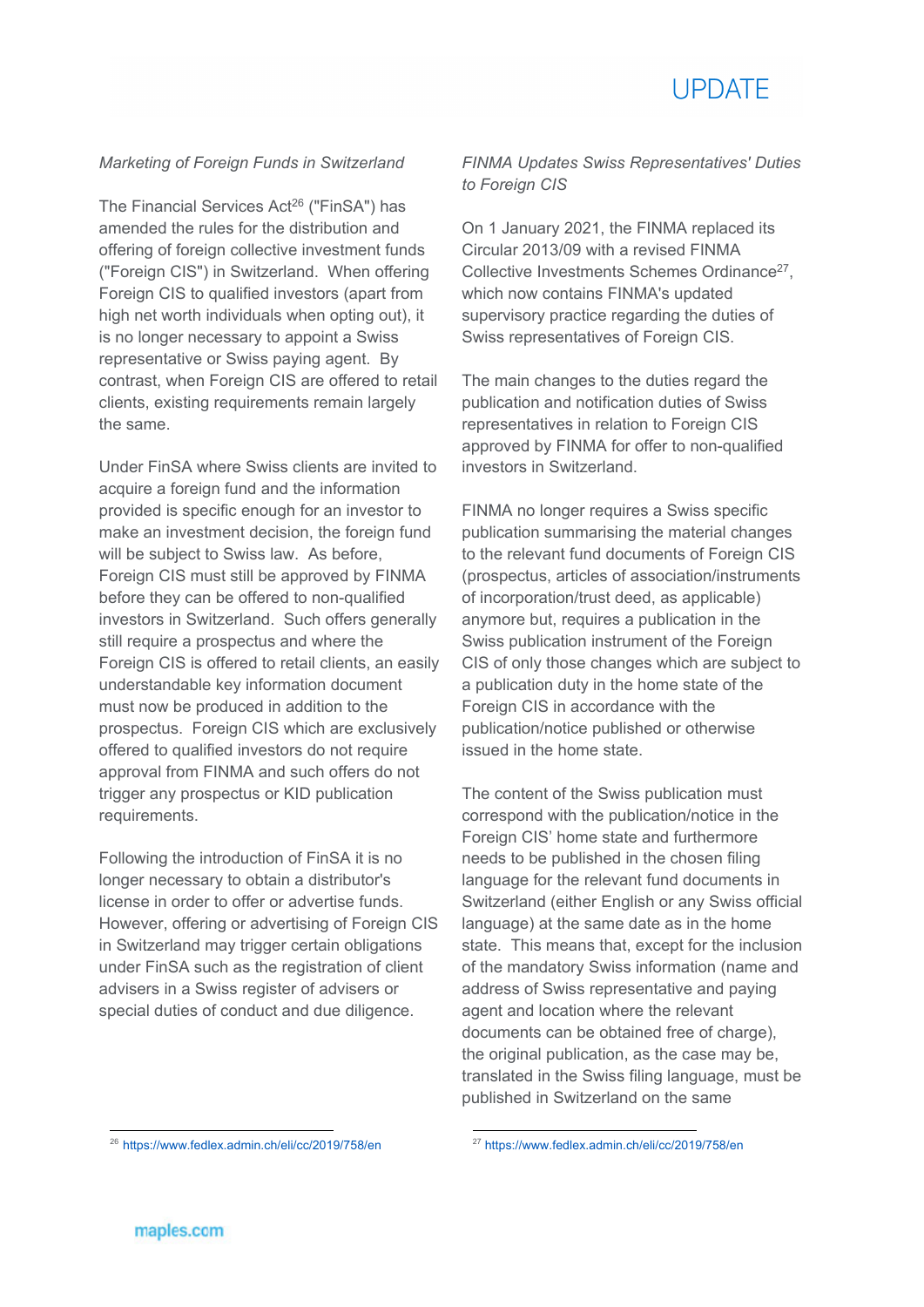*Marketing of Foreign Funds in Switzerland*

The Financial Services Act[26] ("FinSA") has amended the rules for the distribution and offering of foreign collective investment funds ("Foreign CIS") in Switzerland. When offering Foreign CIS to qualified investors (apart from high net worth individuals when opting out), it is no longer necessary to appoint a Swiss representative or Swiss paying agent. By contrast, when Foreign CIS are offered to retail clients, existing requirements remain largely the same.

Under FinSA where Swiss clients are invited to acquire a foreign fund and the information provided is specific enough for an investor to make an investment decision, the foreign fund will be subject to Swiss law. As before, Foreign CIS must still be approved by FINMA before they can be offered to non-qualified investors in Switzerland. Such offers generally still require a prospectus and where the Foreign CIS is offered to retail clients, an easily understandable key information document must now be produced in addition to the prospectus. Foreign CIS which are exclusively offered to qualified investors do not require approval from FINMA and such offers do not trigger any prospectus or KID publication requirements.

Following the introduction of FinSA it is no longer necessary to obtain a distributor's license in order to offer or advertise funds. However, offering or advertising of Foreign CIS in Switzerland may trigger certain obligations under FinSA such as the registration of client advisers in a Swiss register of advisers or special duties of conduct and due diligence.

*FINMA Updates Swiss Representatives' Duties to Foreign CIS*

On 1 January 2021, the FINMA replaced its Circular 2013/09 with a revised FINMA Collective Investments Schemes Ordinance[27], which now contains FINMA's updated supervisory practice regarding the duties of Swiss representatives of Foreign CIS.

The main changes to the duties regard the publication and notification duties of Swiss representatives in relation to Foreign CIS approved by FINMA for offer to non-qualified investors in Switzerland.

FINMA no longer requires a Swiss specific publication summarising the material changes to the relevant fund documents of Foreign CIS (prospectus, articles of association/instruments of incorporation/trust deed, as applicable) anymore but, requires a publication in the Swiss publication instrument of the Foreign CIS of only those changes which are subject to a publication duty in the home state of the Foreign CIS in accordance with the publication/notice published or otherwise issued in the home state.

The content of the Swiss publication must correspond with the publication/notice in the Foreign CIS' home state and furthermore needs to be published in the chosen filing language for the relevant fund documents in Switzerland (either English or any Swiss official language) at the same date as in the home state. This means that, except for the inclusion of the mandatory Swiss information (name and address of Swiss representative and paying agent and location where the relevant documents can be obtained free of charge), the original publication, as the case may be, translated in the Swiss filing language, must be published in Switzerland on the same

[26] https://www.fedlex.admin.ch/eli/cc/2019/758/en

[27] https://www.fedlex.admin.ch/eli/cc/2019/758/en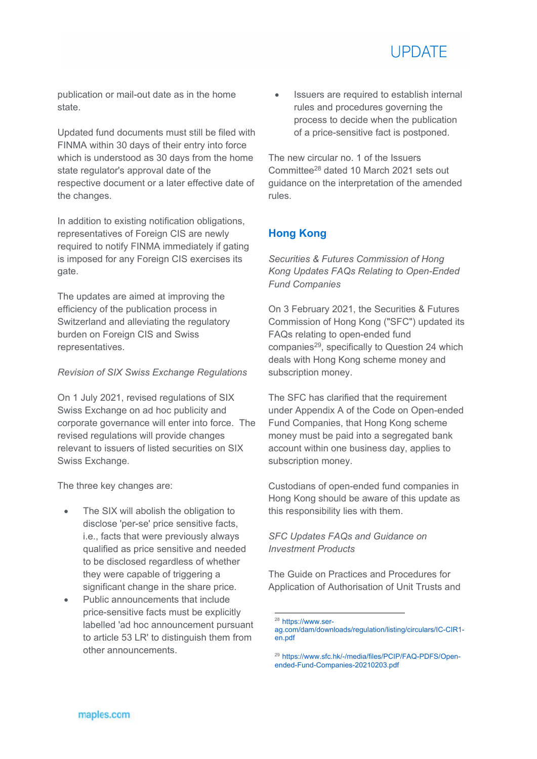publication or mail-out date as in the home state.

Updated fund documents must still be filed with FINMA within 30 days of their entry into force which is understood as 30 days from the home state regulator's approval date of the respective document or a later effective date of the changes.

In addition to existing notification obligations, representatives of Foreign CIS are newly required to notify FINMA immediately if gating is imposed for any Foreign CIS exercises its gate.

The updates are aimed at improving the efficiency of the publication process in Switzerland and alleviating the regulatory burden on Foreign CIS and Swiss representatives.

*Revision of SIX Swiss Exchange Regulations*

On 1 July 2021, revised regulations of SIX Swiss Exchange on ad hoc publicity and corporate governance will enter into force. The revised regulations will provide changes relevant to issuers of listed securities on SIX Swiss Exchange.

The three key changes are:

- The SIX will abolish the obligation to disclose 'per-se' price sensitive facts, i.e., facts that were previously always qualified as price sensitive and needed to be disclosed regardless of whether they were capable of triggering a significant change in the share price.
- Public announcements that include price-sensitive facts must be explicitly labelled 'ad hoc announcement pursuant to article 53 LR' to distinguish them from other announcements.
- Issuers are required to establish internal rules and procedures governing the process to decide when the publication of a price-sensitive fact is postponed.

The new circular no. 1 of the Issuers Committee[28] dated 10 March 2021 sets out guidance on the interpretation of the amended rules.

## Hong Kong

*Securities & Futures Commission of Hong Kong Updates FAQs Relating to Open-Ended Fund Companies*

On 3 February 2021, the Securities & Futures Commission of Hong Kong ("SFC") updated its FAQs relating to open-ended fund companies[29], specifically to Question 24 which deals with Hong Kong scheme money and subscription money.

The SFC has clarified that the requirement under Appendix A of the Code on Open-ended Fund Companies, that Hong Kong scheme money must be paid into a segregated bank account within one business day, applies to subscription money.

Custodians of open-ended fund companies in Hong Kong should be aware of this update as this responsibility lies with them.

*SFC Updates FAQs and Guidance on Investment Products*

The Guide on Practices and Procedures for Application of Authorisation of Unit Trusts and

[28] https://www.ser-ag.com/dam/downloads/regulation/listing/circulars/IC-CIR1-en.pdf

[29] https://www.sfc.hk/-/media/files/PCIP/FAQ-PDFS/Open-ended-Fund-Companies-20210203.pdf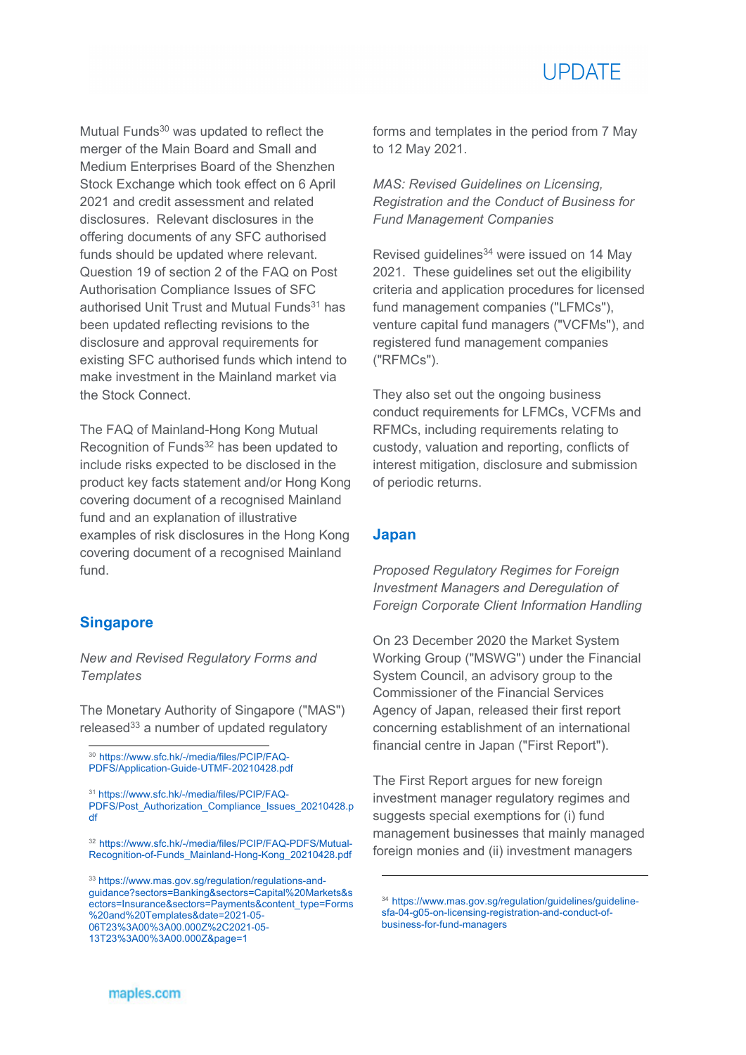Mutual Funds[30] was updated to reflect the merger of the Main Board and Small and Medium Enterprises Board of the Shenzhen Stock Exchange which took effect on 6 April 2021 and credit assessment and related disclosures. Relevant disclosures in the offering documents of any SFC authorised funds should be updated where relevant. Question 19 of section 2 of the FAQ on Post Authorisation Compliance Issues of SFC authorised Unit Trust and Mutual Funds[31] has been updated reflecting revisions to the disclosure and approval requirements for existing SFC authorised funds which intend to make investment in the Mainland market via the Stock Connect.

The FAQ of Mainland-Hong Kong Mutual Recognition of Funds[32] has been updated to include risks expected to be disclosed in the product key facts statement and/or Hong Kong covering document of a recognised Mainland fund and an explanation of illustrative examples of risk disclosures in the Hong Kong covering document of a recognised Mainland fund.

## Singapore

*New and Revised Regulatory Forms and Templates*

The Monetary Authority of Singapore ("MAS") released[33] a number of updated regulatory forms and templates in the period from 7 May to 12 May 2021.

*MAS: Revised Guidelines on Licensing, Registration and the Conduct of Business for Fund Management Companies*

Revised guidelines[34] were issued on 14 May 2021. These guidelines set out the eligibility criteria and application procedures for licensed fund management companies ("LFMCs"), venture capital fund managers ("VCFMs"), and registered fund management companies ("RFMCs").

They also set out the ongoing business conduct requirements for LFMCs, VCFMs and RFMCs, including requirements relating to custody, valuation and reporting, conflicts of interest mitigation, disclosure and submission of periodic returns.

## Japan

*Proposed Regulatory Regimes for Foreign Investment Managers and Deregulation of Foreign Corporate Client Information Handling*

On 23 December 2020 the Market System Working Group ("MSWG") under the Financial System Council, an advisory group to the Commissioner of the Financial Services Agency of Japan, released their first report concerning establishment of an international financial centre in Japan ("First Report").

The First Report argues for new foreign investment manager regulatory regimes and suggests special exemptions for (i) fund management businesses that mainly managed foreign monies and (ii) investment managers

---

[30] https://www.sfc.hk/-/media/files/PCIP/FAQ-PDFS/Application-Guide-UTMF-20210428.pdf

[31] https://www.sfc.hk/-/media/files/PCIP/FAQ-PDFS/Post_Authorization_Compliance_Issues_20210428.pdf

[32] https://www.sfc.hk/-/media/files/PCIP/FAQ-PDFS/Mutual-Recognition-of-Funds_Mainland-Hong-Kong_20210428.pdf

[33] https://www.mas.gov.sg/regulation/regulations-and-guidance?sectors=Banking&sectors=Capital%20Markets&sectors=Insurance&sectors=Payments&content_type=Forms%20and%20Templates&date=2021-05-06T23%3A00%3A00.000Z%2C2021-05-13T23%3A00%3A00.000Z&page=1

[34] https://www.mas.gov.sg/regulation/guidelines/guideline-sfa-04-g05-on-licensing-registration-and-conduct-of-business-for-fund-managers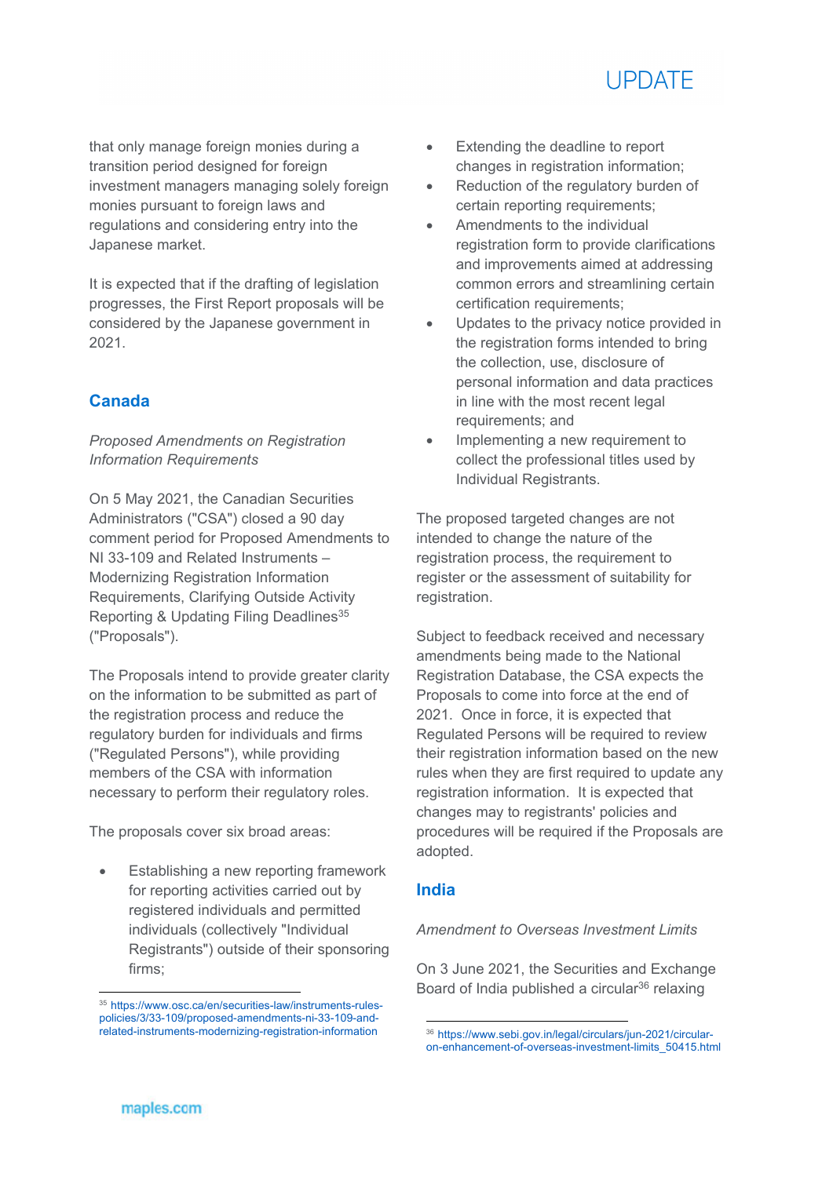that only manage foreign monies during a transition period designed for foreign investment managers managing solely foreign monies pursuant to foreign laws and regulations and considering entry into the Japanese market.

It is expected that if the drafting of legislation progresses, the First Report proposals will be considered by the Japanese government in 2021.

## Canada

*Proposed Amendments on Registration Information Requirements*

On 5 May 2021, the Canadian Securities Administrators ("CSA") closed a 90 day comment period for Proposed Amendments to NI 33-109 and Related Instruments – Modernizing Registration Information Requirements, Clarifying Outside Activity Reporting & Updating Filing Deadlines[35] ("Proposals").

The Proposals intend to provide greater clarity on the information to be submitted as part of the registration process and reduce the regulatory burden for individuals and firms ("Regulated Persons"), while providing members of the CSA with information necessary to perform their regulatory roles.

The proposals cover six broad areas:

- Establishing a new reporting framework for reporting activities carried out by registered individuals and permitted individuals (collectively "Individual Registrants") outside of their sponsoring firms;
- Extending the deadline to report changes in registration information;
- Reduction of the regulatory burden of certain reporting requirements;
- Amendments to the individual registration form to provide clarifications and improvements aimed at addressing common errors and streamlining certain certification requirements;
- Updates to the privacy notice provided in the registration forms intended to bring the collection, use, disclosure of personal information and data practices in line with the most recent legal requirements; and
- Implementing a new requirement to collect the professional titles used by Individual Registrants.

The proposed targeted changes are not intended to change the nature of the registration process, the requirement to register or the assessment of suitability for registration.

Subject to feedback received and necessary amendments being made to the National Registration Database, the CSA expects the Proposals to come into force at the end of 2021. Once in force, it is expected that Regulated Persons will be required to review their registration information based on the new rules when they are first required to update any registration information. It is expected that changes may to registrants' policies and procedures will be required if the Proposals are adopted.

## India

*Amendment to Overseas Investment Limits*

On 3 June 2021, the Securities and Exchange Board of India published a circular[36] relaxing

---

[35] https://www.osc.ca/en/securities-law/instruments-rules-policies/3/33-109/proposed-amendments-ni-33-109-and-related-instruments-modernizing-registration-information

[36] https://www.sebi.gov.in/legal/circulars/jun-2021/circular-on-enhancement-of-overseas-investment-limits_50415.html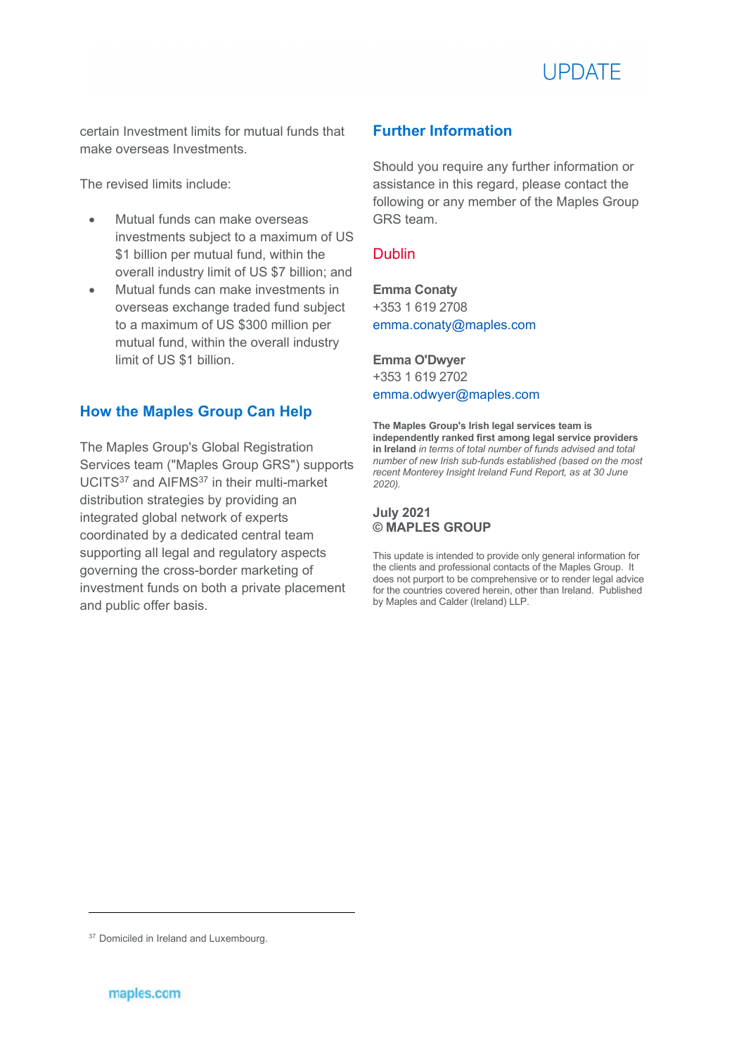certain Investment limits for mutual funds that make overseas Investments.

The revised limits include:

- Mutual funds can make overseas investments subject to a maximum of US $1 billion per mutual fund, within the overall industry limit of US $7 billion; and
- Mutual funds can make investments in overseas exchange traded fund subject to a maximum of US $300 million per mutual fund, within the overall industry limit of US $1 billion.

## How the Maples Group Can Help

The Maples Group's Global Registration Services team ("Maples Group GRS") supports UCITS[37] and AIFMS[37] in their multi-market distribution strategies by providing an integrated global network of experts coordinated by a dedicated central team supporting all legal and regulatory aspects governing the cross-border marketing of investment funds on both a private placement and public offer basis.

## Further Information

Should you require any further information or assistance in this regard, please contact the following or any member of the Maples Group GRS team.

### Dublin

**Emma Conaty**
+353 1 619 2708
emma.conaty@maples.com

**Emma O'Dwyer**
+353 1 619 2702
emma.odwyer@maples.com

**The Maples Group's Irish legal services team is independently ranked first among legal service providers in Ireland** *in terms of total number of funds advised and total number of new Irish sub-funds established (based on the most recent Monterey Insight Ireland Fund Report, as at 30 June 2020).*

**July 2021**
**© MAPLES GROUP**

This update is intended to provide only general information for the clients and professional contacts of the Maples Group. It does not purport to be comprehensive or to render legal advice for the countries covered herein, other than Ireland. Published by Maples and Calder (Ireland) LLP.

[37] Domiciled in Ireland and Luxembourg.